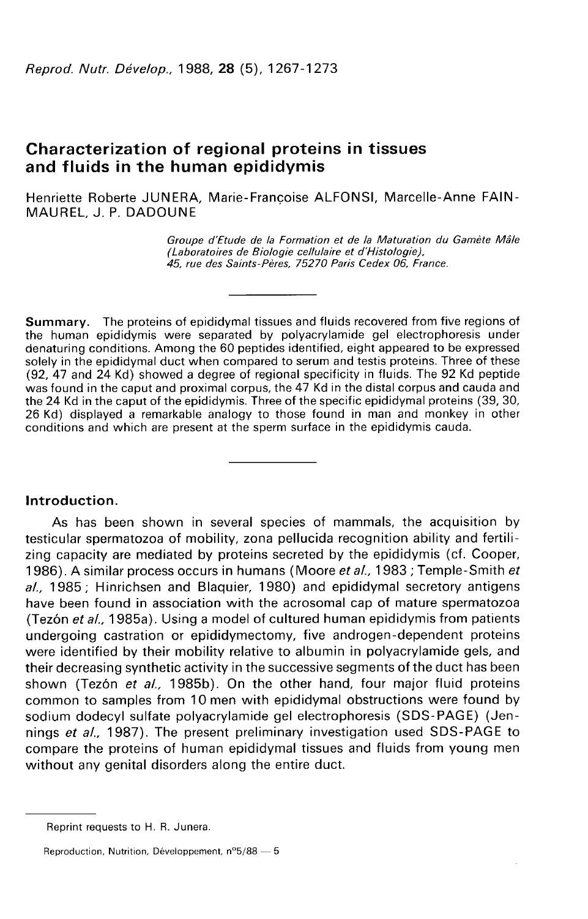# Characterization of regional proteins in tissues and fluids in the human epididymis

Henriette Roberte JUNERA, Marie-Françoise ALFONSI, Marcelle-Anne FAIN-MAUREL, J. P. DADOUNE

*Groupe d'Etude de la Formation et de la Maturation du Gamète Mâle (Laboratoires de Biologie cellulaire et d'Histologie), 45, rue des Saints-Pères, 75270 Paris Cedex 06, France.*

**Summary.** The proteins of epididymal tissues and fluids recovered from five regions of the human epididymis were separated by polyacrylamide gel electrophoresis under denaturing conditions. Among the 60 peptides identified, eight appeared to be expressed solely in the epididymal duct when compared to serum and testis proteins. Three of these (92, 47 and 24 Kd) showed a degree of regional specificity in fluids. The 92 Kd peptide was found in the caput and proximal corpus, the 47 Kd in the distal corpus and cauda and the 24 Kd in the caput of the epididymis. Three of the specific epididymal proteins (39, 30, 26 Kd) displayed a remarkable analogy to those found in man and monkey in other conditions and which are present at the sperm surface in the epididymis cauda.

## Introduction.

As has been shown in several species of mammals, the acquisition by testicular spermatozoa of mobility, zona pellucida recognition ability and fertilizing capacity are mediated by proteins secreted by the epididymis (cf. Cooper, 1986). A similar process occurs in humans (Moore *et al.*, 1983 ; Temple-Smith *et al.*, 1985 ; Hinrichsen and Blaquier, 1980) and epididymal secretory antigens have been found in association with the acrosomal cap of mature spermatozoa (Tezón *et al.*, 1985a). Using a model of cultured human epididymis from patients undergoing castration or epididymectomy, five androgen-dependent proteins were identified by their mobility relative to albumin in polyacrylamide gels, and their decreasing synthetic activity in the successive segments of the duct has been shown (Tezón *et al.*, 1985b). On the other hand, four major fluid proteins common to samples from 10 men with epididymal obstructions were found by sodium dodecyl sulfate polyacrylamide gel electrophoresis (SDS-PAGE) (Jennings *et al.*, 1987). The present preliminary investigation used SDS-PAGE to compare the proteins of human epididymal tissues and fluids from young men without any genital disorders along the entire duct.

Reprint requests to H. R. Junera.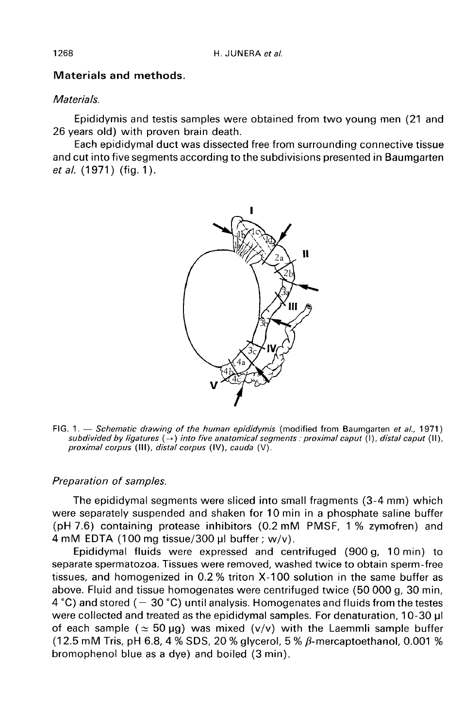## Materials and methods.

### *Materials.*

Epididymis and testis samples were obtained from two young men (21 and 26 years old) with proven brain death.

Each epididymal duct was dissected free from surrounding connective tissue and cut into five segments according to the subdivisions presented in Baumgarten *et al.* (1971) (fig. 1).

FIG. 1. — *Schematic drawing of the human epididymis* (modified from Baumgarten *et al.*, 1971) *subdivided by ligatures (→) into five anatomical segments : proximal caput* (I), *distal caput* (II), *proximal corpus* (III), *distal corpus* (IV), *cauda* (V).

### *Preparation of samples.*

The epididymal segments were sliced into small fragments (3-4 mm) which were separately suspended and shaken for 10 min in a phosphate saline buffer (pH 7.6) containing protease inhibitors (0.2 mM PMSF, 1 % zymofren) and 4 mM EDTA (100 mg tissue/300 µl buffer ; w/v).

Epididymal fluids were expressed and centrifuged (900 g, 10 min) to separate spermatozoa. Tissues were removed, washed twice to obtain sperm-free tissues, and homogenized in 0.2 % triton X-100 solution in the same buffer as above. Fluid and tissue homogenates were centrifuged twice (50 000 g, 30 min, 4 °C) and stored (− 30 °C) until analysis. Homogenates and fluids from the testes were collected and treated as the epididymal samples. For denaturation, 10-30 µl of each sample ($\simeq$ 50 µg) was mixed (v/v) with the Laemmli sample buffer (12.5 mM Tris, pH 6.8, 4 % SDS, 20 % glycerol, 5 % $\beta$-mercaptoethanol, 0.001 % bromophenol blue as a dye) and boiled (3 min).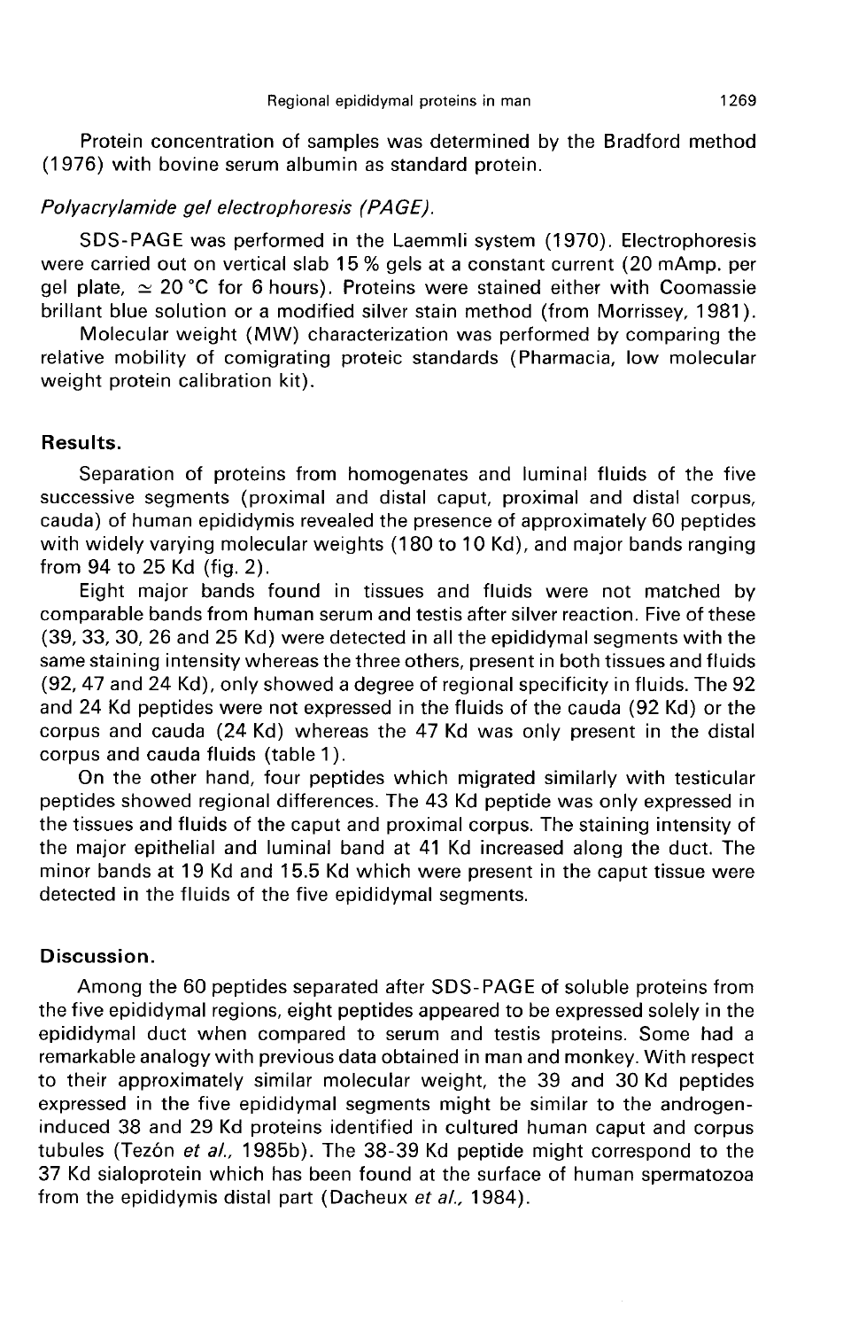Protein concentration of samples was determined by the Bradford method (1976) with bovine serum albumin as standard protein.

*Polyacrylamide gel electrophoresis (PAGE).*

SDS-PAGE was performed in the Laemmli system (1970). Electrophoresis were carried out on vertical slab 15 % gels at a constant current (20 mAmp. per gel plate, $\simeq$ 20 °C for 6 hours). Proteins were stained either with Coomassie brillant blue solution or a modified silver stain method (from Morrissey, 1981).

Molecular weight (MW) characterization was performed by comparing the relative mobility of comigrating proteic standards (Pharmacia, low molecular weight protein calibration kit).

## Results.

Separation of proteins from homogenates and luminal fluids of the five successive segments (proximal and distal caput, proximal and distal corpus, cauda) of human epididymis revealed the presence of approximately 60 peptides with widely varying molecular weights (180 to 10 Kd), and major bands ranging from 94 to 25 Kd (fig. 2).

Eight major bands found in tissues and fluids were not matched by comparable bands from human serum and testis after silver reaction. Five of these (39, 33, 30, 26 and 25 Kd) were detected in all the epididymal segments with the same staining intensity whereas the three others, present in both tissues and fluids (92, 47 and 24 Kd), only showed a degree of regional specificity in fluids. The 92 and 24 Kd peptides were not expressed in the fluids of the cauda (92 Kd) or the corpus and cauda (24 Kd) whereas the 47 Kd was only present in the distal corpus and cauda fluids (table 1).

On the other hand, four peptides which migrated similarly with testicular peptides showed regional differences. The 43 Kd peptide was only expressed in the tissues and fluids of the caput and proximal corpus. The staining intensity of the major epithelial and luminal band at 41 Kd increased along the duct. The minor bands at 19 Kd and 15.5 Kd which were present in the caput tissue were detected in the fluids of the five epididymal segments.

## Discussion.

Among the 60 peptides separated after SDS-PAGE of soluble proteins from the five epididymal regions, eight peptides appeared to be expressed solely in the epididymal duct when compared to serum and testis proteins. Some had a remarkable analogy with previous data obtained in man and monkey. With respect to their approximately similar molecular weight, the 39 and 30 Kd peptides expressed in the five epididymal segments might be similar to the androgen-induced 38 and 29 Kd proteins identified in cultured human caput and corpus tubules (Tezón *et al.*, 1985b). The 38-39 Kd peptide might correspond to the 37 Kd sialoprotein which has been found at the surface of human spermatozoa from the epididymis distal part (Dacheux *et al.*, 1984).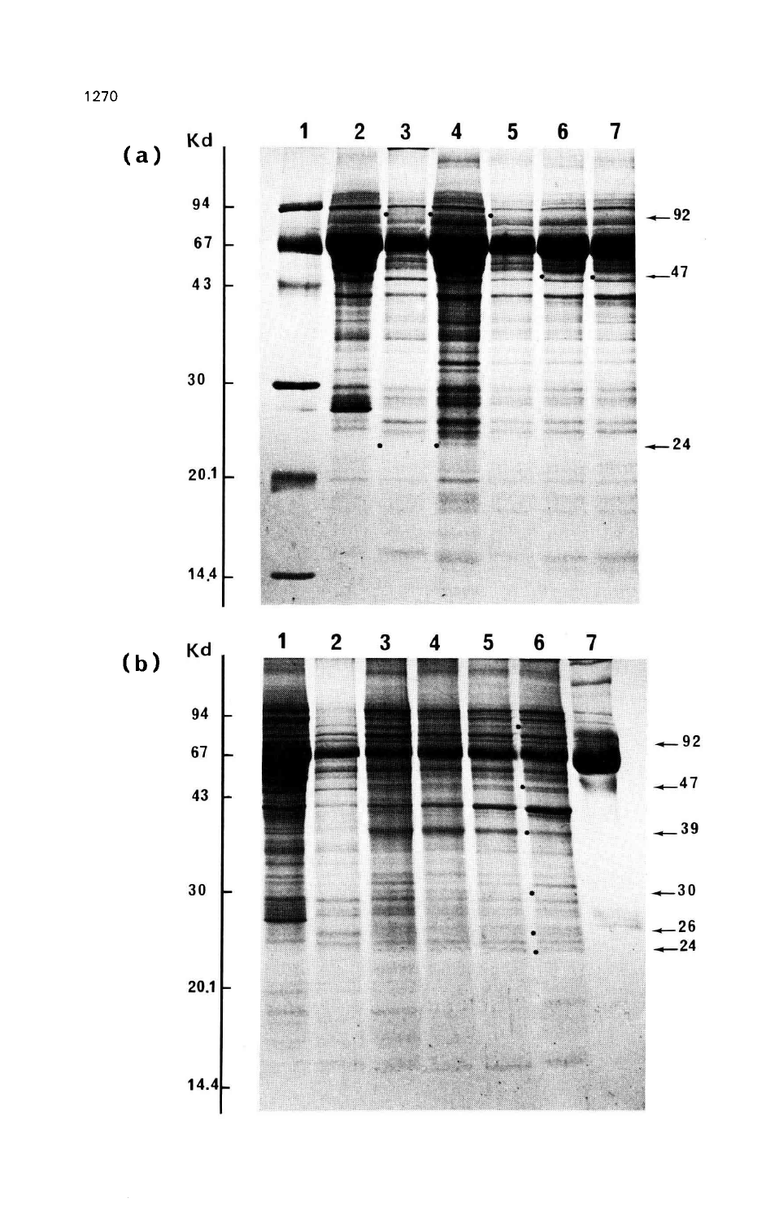(a)

Kd

1 2 3 4 5 6 7

94

67

43

30

20.1

14.4

← 92

← 47

← 24

(b)

Kd

1 2 3 4 5 6 7

94

67

43

30

20.1

14.4

← 92

← 47

← 39

← 30

← 26

← 24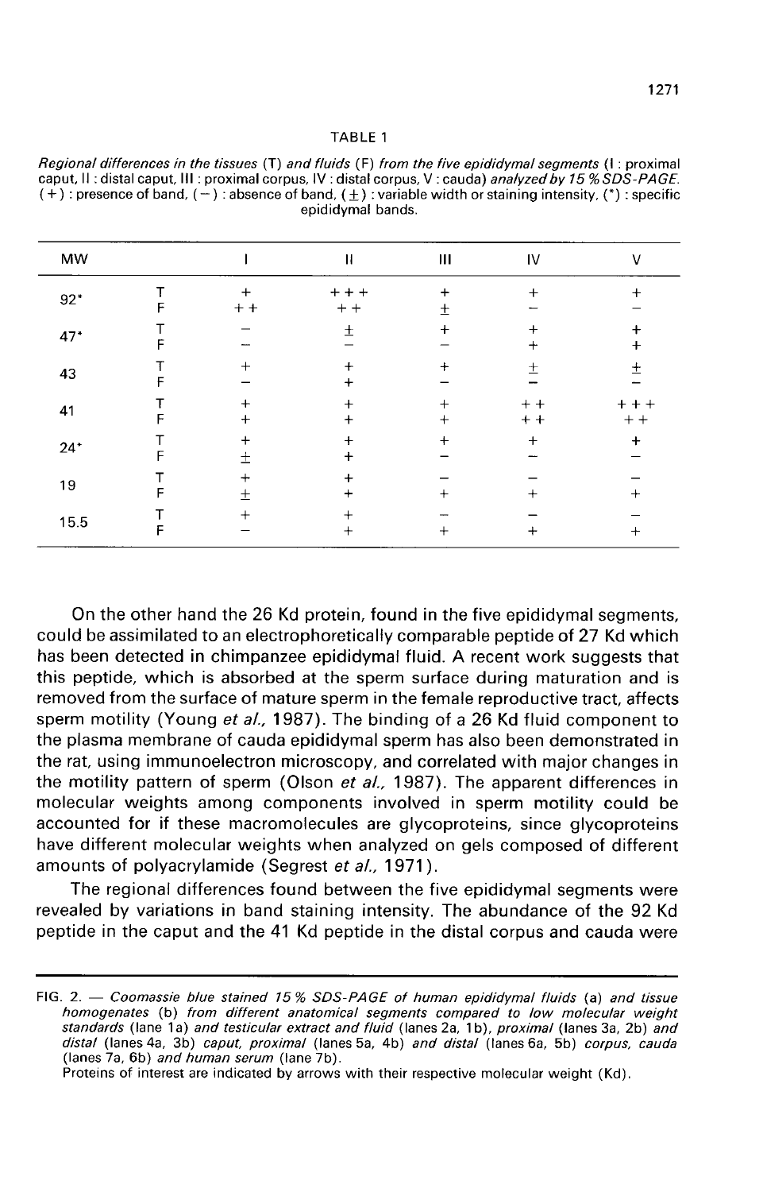TABLE 1

*Regional differences in the tissues* (T) *and fluids* (F) *from the five epididymal segments* (I : proximal caput, II : distal caput, III : proximal corpus, IV : distal corpus, V : cauda) *analyzed by 15 % SDS-PAGE.* (+) : presence of band, (−) : absence of band, (±) : variable width or staining intensity, (*) : specific epididymal bands.

| MW | | I | II | III | IV | V |
|---|---|---|---|---|---|---|
| 92* | T | + | + + + | + | + | + |
| | F | + + | + + | ± | − | − |
| 47* | T | − | ± | + | + | + |
| | F | − | − | − | + | + |
| 43 | T | + | + | + | ± | ± |
| | F | − | + | − | − | − |
| 41 | T | + | + | + | + + | + + + |
| | F | + | + | + | + + | + + |
| 24* | T | + | + | + | + | + |
| | F | ± | + | − | − | − |
| 19 | T | + | + | − | − | − |
| | F | ± | + | + | + | + |
| 15.5 | T | + | + | − | − | − |
| | F | − | + | + | + | + |

On the other hand the 26 Kd protein, found in the five epididymal segments, could be assimilated to an electrophoretically comparable peptide of 27 Kd which has been detected in chimpanzee epididymal fluid. A recent work suggests that this peptide, which is absorbed at the sperm surface during maturation and is removed from the surface of mature sperm in the female reproductive tract, affects sperm motility (Young *et al.,* 1987). The binding of a 26 Kd fluid component to the plasma membrane of cauda epididymal sperm has also been demonstrated in the rat, using immunoelectron microscopy, and correlated with major changes in the motility pattern of sperm (Olson *et al.,* 1987). The apparent differences in molecular weights among components involved in sperm motility could be accounted for if these macromolecules are glycoproteins, since glycoproteins have different molecular weights when analyzed on gels composed of different amounts of polyacrylamide (Segrest *et al.,* 1971).

The regional differences found between the five epididymal segments were revealed by variations in band staining intensity. The abundance of the 92 Kd peptide in the caput and the 41 Kd peptide in the distal corpus and cauda were

FIG. 2. — *Coomassie blue stained 15 % SDS-PAGE of human epididymal fluids* (a) *and tissue homogenates* (b) *from different anatomical segments compared to low molecular weight standards* (lane 1a) *and testicular extract and fluid* (lanes 2a, 1b), *proximal* (lanes 3a, 2b) *and distal* (lanes 4a, 3b) *caput, proximal* (lanes 5a, 4b) *and distal* (lanes 6a, 5b) *corpus, cauda* (lanes 7a, 6b) *and human serum* (lane 7b).

Proteins of interest are indicated by arrows with their respective molecular weight (Kd).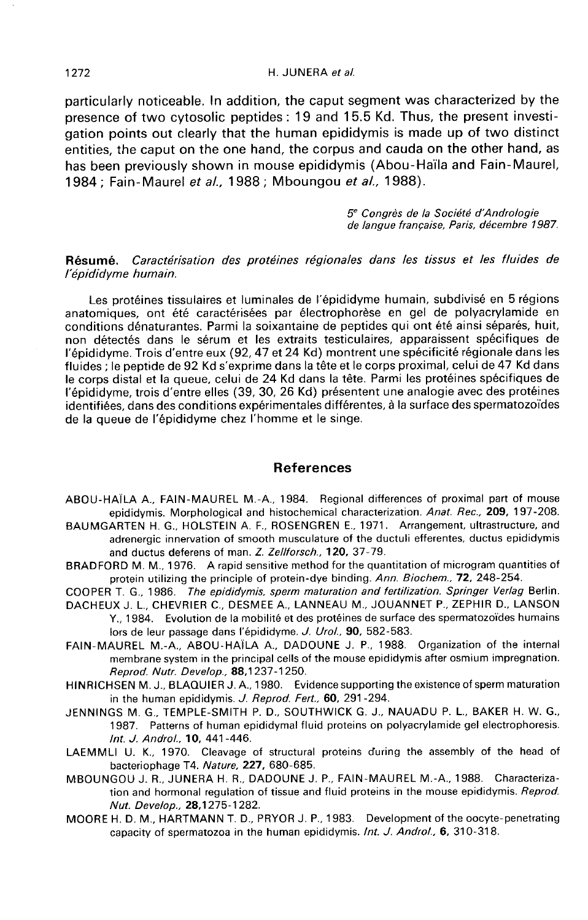particularly noticeable. In addition, the caput segment was characterized by the presence of two cytosolic peptides : 19 and 15.5 Kd. Thus, the present investigation points out clearly that the human epididymis is made up of two distinct entities, the caput on the one hand, the corpus and cauda on the other hand, as has been previously shown in mouse epididymis (Abou-Haïla and Fain-Maurel, 1984 ; Fain-Maurel *et al.*, 1988 ; Mboungou *et al.*, 1988).

*5e Congrès de la Société d'Andrologie de langue française, Paris, décembre 1987.*

**Résumé.** *Caractérisation des protéines régionales dans les tissus et les fluides de l'épididyme humain.*

Les protéines tissulaires et luminales de l'épididyme humain, subdivisé en 5 régions anatomiques, ont été caractérisées par électrophorèse en gel de polyacrylamide en conditions dénaturantes. Parmi la soixantaine de peptides qui ont été ainsi séparés, huit, non détectés dans le sérum et les extraits testiculaires, apparaissent spécifiques de l'épididyme. Trois d'entre eux (92, 47 et 24 Kd) montrent une spécificité régionale dans les fluides ; le peptide de 92 Kd s'exprime dans la tête et le corps proximal, celui de 47 Kd dans le corps distal et la queue, celui de 24 Kd dans la tête. Parmi les protéines spécifiques de l'épididyme, trois d'entre elles (39, 30, 26 Kd) présentent une analogie avec des protéines identifiées, dans des conditions expérimentales différentes, à la surface des spermatozoïdes de la queue de l'épididyme chez l'homme et le singe.

## References

ABOU-HAÏLA A., FAIN-MAUREL M.-A., 1984. Regional differences of proximal part of mouse epididymis. Morphological and histochemical characterization. *Anat. Rec.*, **209**, 197-208.

BAUMGARTEN H. G., HOLSTEIN A. F., ROSENGREN E., 1971. Arrangement, ultrastructure, and adrenergic innervation of smooth musculature of the ductuli efferentes, ductus epididymis and ductus deferens of man. *Z. Zellforsch.*, **120**, 37-79.

BRADFORD M. M., 1976. A rapid sensitive method for the quantitation of microgram quantities of protein utilizing the principle of protein-dye binding. *Ann. Biochem.*, **72**, 248-254.

COOPER T. G., 1986. *The epididymis, sperm maturation and fertilization. Springer Verlag* Berlin.

DACHEUX J. L., CHEVRIER C., DESMEE A., LANNEAU M., JOUANNET P., ZEPHIR D., LANSON Y., 1984. Evolution de la mobilité et des protéines de surface des spermatozoïdes humains lors de leur passage dans l'épididyme. *J. Urol.*, **90**, 582-583.

FAIN-MAUREL M.-A., ABOU-HAÏLA A., DADOUNE J. P., 1988. Organization of the internal membrane system in the principal cells of the mouse epididymis after osmium impregnation. *Reprod. Nutr. Develop.*, **88**,1237-1250.

HINRICHSEN M. J., BLAQUIER J. A., 1980. Evidence supporting the existence of sperm maturation in the human epididymis. *J. Reprod. Fert.*, **60**, 291-294.

JENNINGS M. G., TEMPLE-SMITH P. D., SOUTHWICK G. J., NAUADU P. L., BAKER H. W. G., 1987. Patterns of human epididymal fluid proteins on polyacrylamide gel electrophoresis. *Int. J. Androl.*, **10**, 441-446.

LAEMMLI U. K., 1970. Cleavage of structural proteins during the assembly of the head of bacteriophage T4. *Nature*, **227**, 680-685.

MBOUNGOU J. R., JUNERA H. R., DADOUNE J. P., FAIN-MAUREL M.-A., 1988. Characterization and hormonal regulation of tissue and fluid proteins in the mouse epididymis. *Reprod. Nut. Develop.*, **28**,1275-1282.

MOORE H. D. M., HARTMANN T. D., PRYOR J. P., 1983. Development of the oocyte-penetrating capacity of spermatozoa in the human epididymis. *Int. J. Androl.*, **6**, 310-318.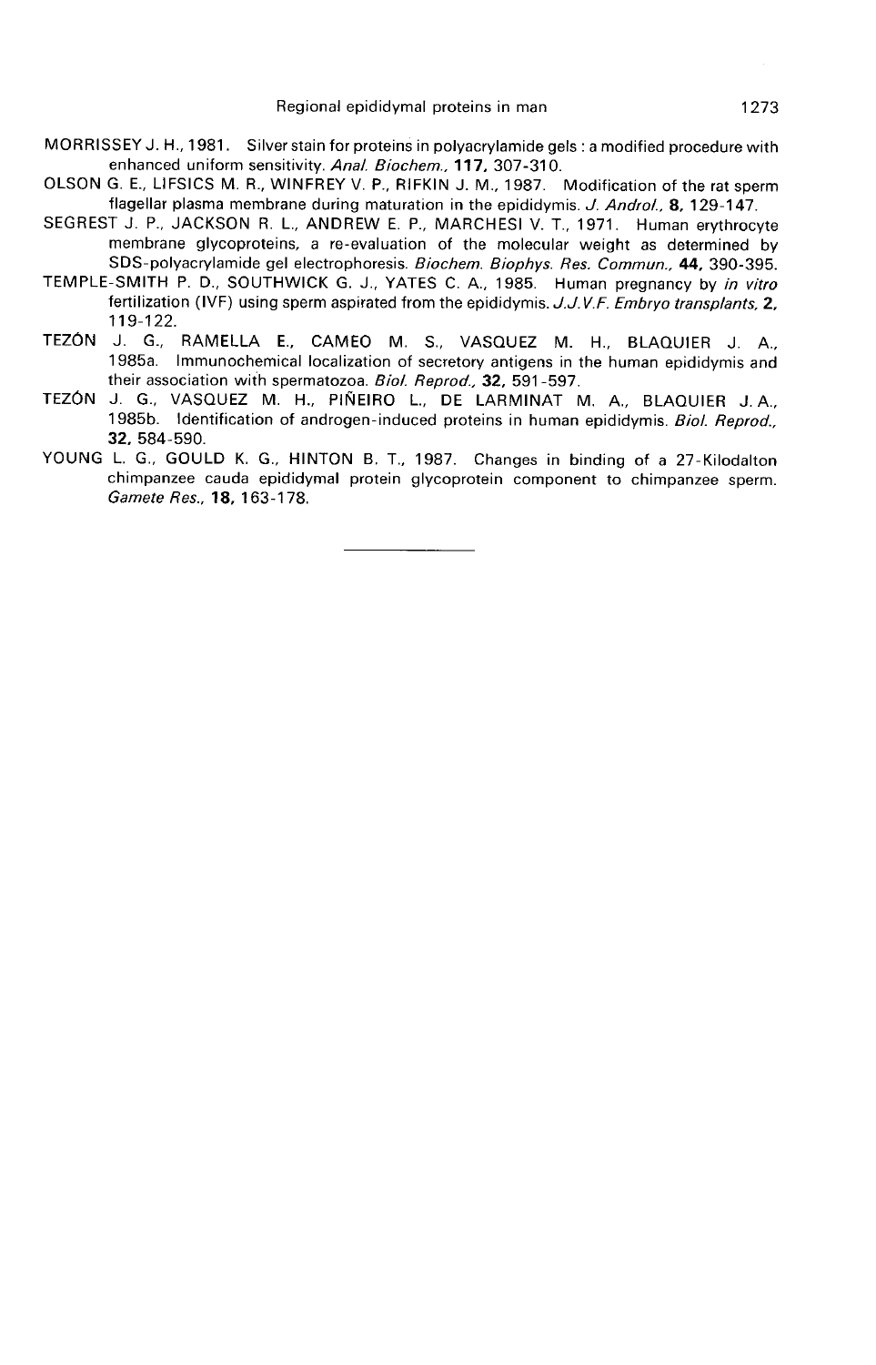MORRISSEY J. H., 1981. Silver stain for proteins in polyacrylamide gels : a modified procedure with enhanced uniform sensitivity. *Anal. Biochem.*, **117**, 307-310.

OLSON G. E., LIFSICS M. R., WINFREY V. P., RIFKIN J. M., 1987. Modification of the rat sperm flagellar plasma membrane during maturation in the epididymis. *J. Androl.*, **8**, 129-147.

SEGREST J. P., JACKSON R. L., ANDREW E. P., MARCHESI V. T., 1971. Human erythrocyte membrane glycoproteins, a re-evaluation of the molecular weight as determined by SDS-polyacrylamide gel electrophoresis. *Biochem. Biophys. Res. Commun.*, **44**, 390-395.

TEMPLE-SMITH P. D., SOUTHWICK G. J., YATES C. A., 1985. Human pregnancy by *in vitro* fertilization (IVF) using sperm aspirated from the epididymis. *J.J.V.F. Embryo transplants*, **2**, 119-122.

TEZÓN J. G., RAMELLA E., CAMEO M. S., VASQUEZ M. H., BLAQUIER J. A., 1985a. Immunochemical localization of secretory antigens in the human epididymis and their association with spermatozoa. *Biol. Reprod.*, **32**, 591-597.

TEZÓN J. G., VASQUEZ M. H., PIÑEIRO L., DE LARMINAT M. A., BLAQUIER J. A., 1985b. Identification of androgen-induced proteins in human epididymis. *Biol. Reprod.*, **32**, 584-590.

YOUNG L. G., GOULD K. G., HINTON B. T., 1987. Changes in binding of a 27-Kilodalton chimpanzee cauda epididymal protein glycoprotein component to chimpanzee sperm. *Gamete Res.*, **18**, 163-178.